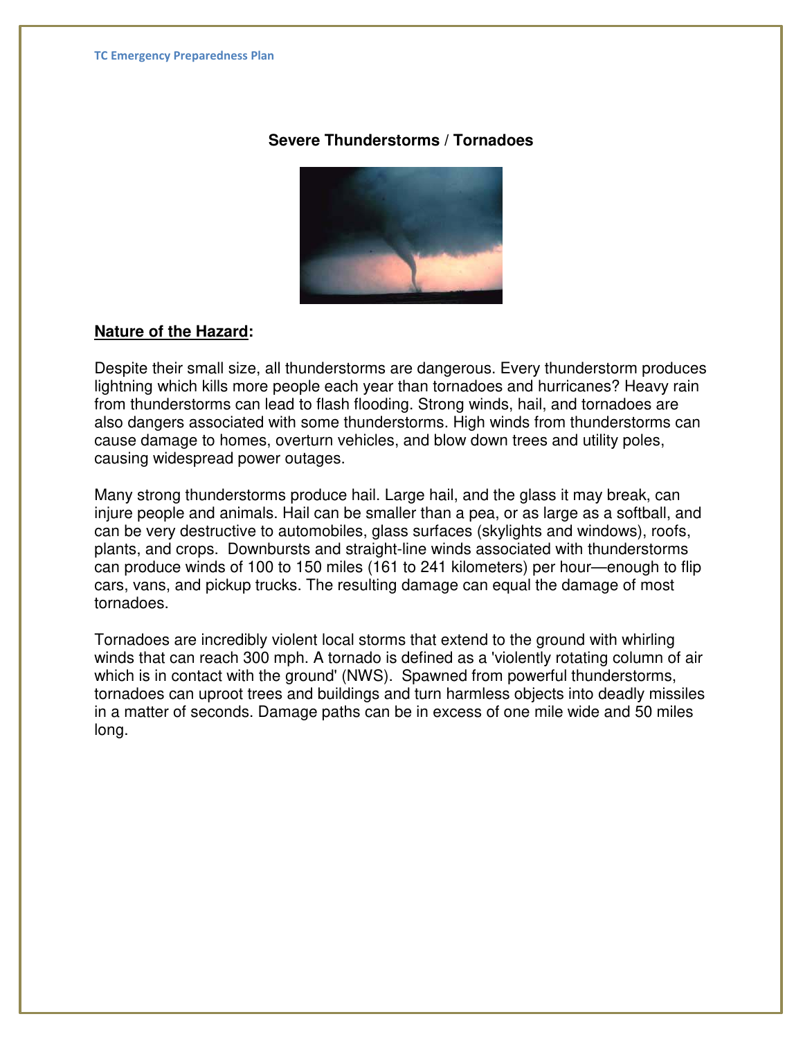## Severe Thunderstorms / Tornadoes

**Nature of the Hazard:**

Despite their small size, all thunderstorms are dangerous. Every thunderstorm produces lightning which kills more people each year than tornadoes and hurricanes? Heavy rain from thunderstorms can lead to flash flooding. Strong winds, hail, and tornadoes are also dangers associated with some thunderstorms. High winds from thunderstorms can cause damage to homes, overturn vehicles, and blow down trees and utility poles, causing widespread power outages.

Many strong thunderstorms produce hail. Large hail, and the glass it may break, can injure people and animals. Hail can be smaller than a pea, or as large as a softball, and can be very destructive to automobiles, glass surfaces (skylights and windows), roofs, plants, and crops. Downbursts and straight-line winds associated with thunderstorms can produce winds of 100 to 150 miles (161 to 241 kilometers) per hour—enough to flip cars, vans, and pickup trucks. The resulting damage can equal the damage of most tornadoes.

Tornadoes are incredibly violent local storms that extend to the ground with whirling winds that can reach 300 mph. A tornado is defined as a 'violently rotating column of air which is in contact with the ground' (NWS). Spawned from powerful thunderstorms, tornadoes can uproot trees and buildings and turn harmless objects into deadly missiles in a matter of seconds. Damage paths can be in excess of one mile wide and 50 miles long.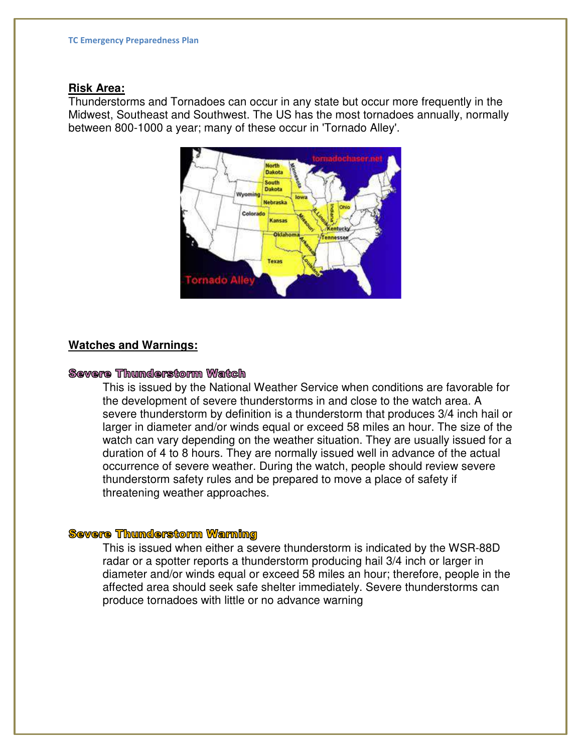## Risk Area:

Thunderstorms and Tornadoes can occur in any state but occur more frequently in the Midwest, Southeast and Southwest. The US has the most tornadoes annually, normally between 800-1000 a year; many of these occur in 'Tornado Alley'.

## Watches and Warnings:

### Severe Thunderstorm Watch

This is issued by the National Weather Service when conditions are favorable for the development of severe thunderstorms in and close to the watch area. A severe thunderstorm by definition is a thunderstorm that produces 3/4 inch hail or larger in diameter and/or winds equal or exceed 58 miles an hour. The size of the watch can vary depending on the weather situation. They are usually issued for a duration of 4 to 8 hours. They are normally issued well in advance of the actual occurrence of severe weather. During the watch, people should review severe thunderstorm safety rules and be prepared to move a place of safety if threatening weather approaches.

### Severe Thunderstorm Warning

This is issued when either a severe thunderstorm is indicated by the WSR-88D radar or a spotter reports a thunderstorm producing hail 3/4 inch or larger in diameter and/or winds equal or exceed 58 miles an hour; therefore, people in the affected area should seek safe shelter immediately. Severe thunderstorms can produce tornadoes with little or no advance warning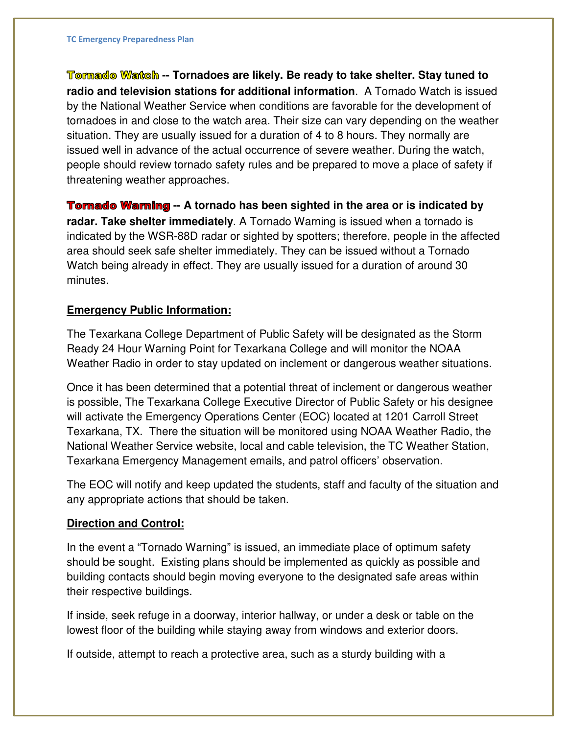**Tornado Watch -- Tornadoes are likely. Be ready to take shelter. Stay tuned to radio and television stations for additional information**. A Tornado Watch is issued by the National Weather Service when conditions are favorable for the development of tornadoes in and close to the watch area. Their size can vary depending on the weather situation. They are usually issued for a duration of 4 to 8 hours. They normally are issued well in advance of the actual occurrence of severe weather. During the watch, people should review tornado safety rules and be prepared to move a place of safety if threatening weather approaches.

**Tornado Warning -- A tornado has been sighted in the area or is indicated by radar. Take shelter immediately**. A Tornado Warning is issued when a tornado is indicated by the WSR-88D radar or sighted by spotters; therefore, people in the affected area should seek safe shelter immediately. They can be issued without a Tornado Watch being already in effect. They are usually issued for a duration of around 30 minutes.

**Emergency Public Information:**

The Texarkana College Department of Public Safety will be designated as the Storm Ready 24 Hour Warning Point for Texarkana College and will monitor the NOAA Weather Radio in order to stay updated on inclement or dangerous weather situations.

Once it has been determined that a potential threat of inclement or dangerous weather is possible, The Texarkana College Executive Director of Public Safety or his designee will activate the Emergency Operations Center (EOC) located at 1201 Carroll Street Texarkana, TX. There the situation will be monitored using NOAA Weather Radio, the National Weather Service website, local and cable television, the TC Weather Station, Texarkana Emergency Management emails, and patrol officers' observation.

The EOC will notify and keep updated the students, staff and faculty of the situation and any appropriate actions that should be taken.

**Direction and Control:**

In the event a "Tornado Warning" is issued, an immediate place of optimum safety should be sought. Existing plans should be implemented as quickly as possible and building contacts should begin moving everyone to the designated safe areas within their respective buildings.

If inside, seek refuge in a doorway, interior hallway, or under a desk or table on the lowest floor of the building while staying away from windows and exterior doors.

If outside, attempt to reach a protective area, such as a sturdy building with a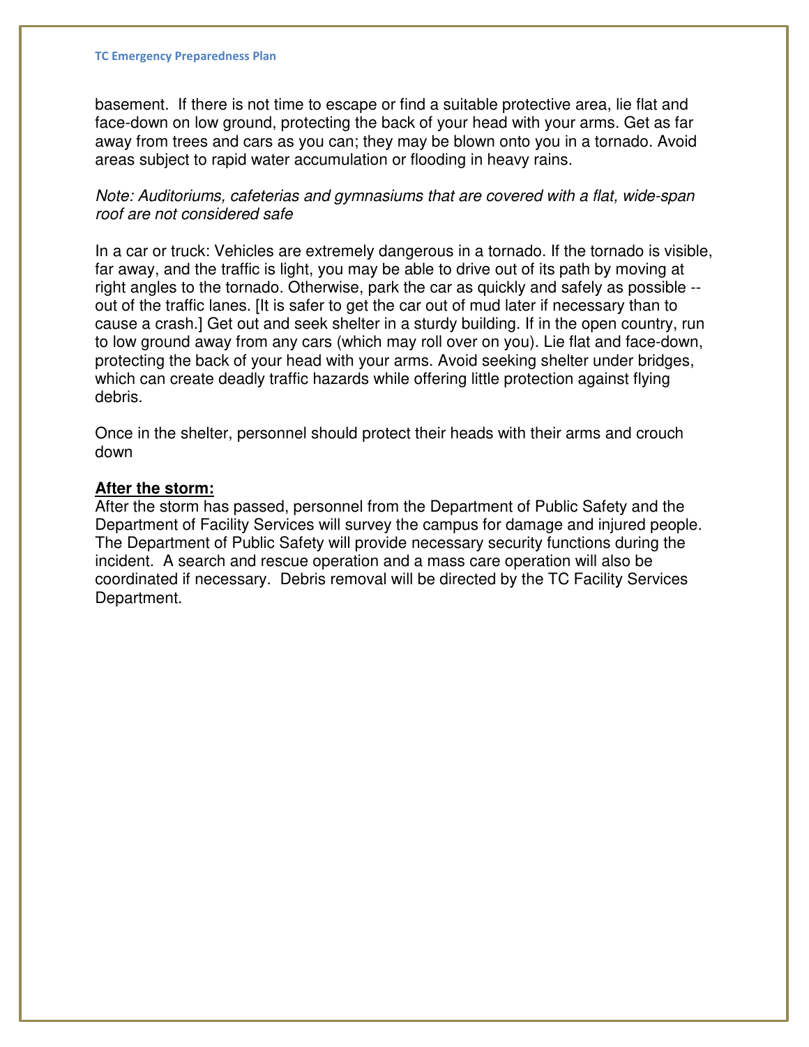basement. If there is not time to escape or find a suitable protective area, lie flat and face-down on low ground, protecting the back of your head with your arms. Get as far away from trees and cars as you can; they may be blown onto you in a tornado. Avoid areas subject to rapid water accumulation or flooding in heavy rains.

*Note: Auditoriums, cafeterias and gymnasiums that are covered with a flat, wide-span roof are not considered safe*

In a car or truck: Vehicles are extremely dangerous in a tornado. If the tornado is visible, far away, and the traffic is light, you may be able to drive out of its path by moving at right angles to the tornado. Otherwise, park the car as quickly and safely as possible -- out of the traffic lanes. [It is safer to get the car out of mud later if necessary than to cause a crash.] Get out and seek shelter in a sturdy building. If in the open country, run to low ground away from any cars (which may roll over on you). Lie flat and face-down, protecting the back of your head with your arms. Avoid seeking shelter under bridges, which can create deadly traffic hazards while offering little protection against flying debris.

Once in the shelter, personnel should protect their heads with their arms and crouch down

**After the storm:**

After the storm has passed, personnel from the Department of Public Safety and the Department of Facility Services will survey the campus for damage and injured people. The Department of Public Safety will provide necessary security functions during the incident. A search and rescue operation and a mass care operation will also be coordinated if necessary. Debris removal will be directed by the TC Facility Services Department.